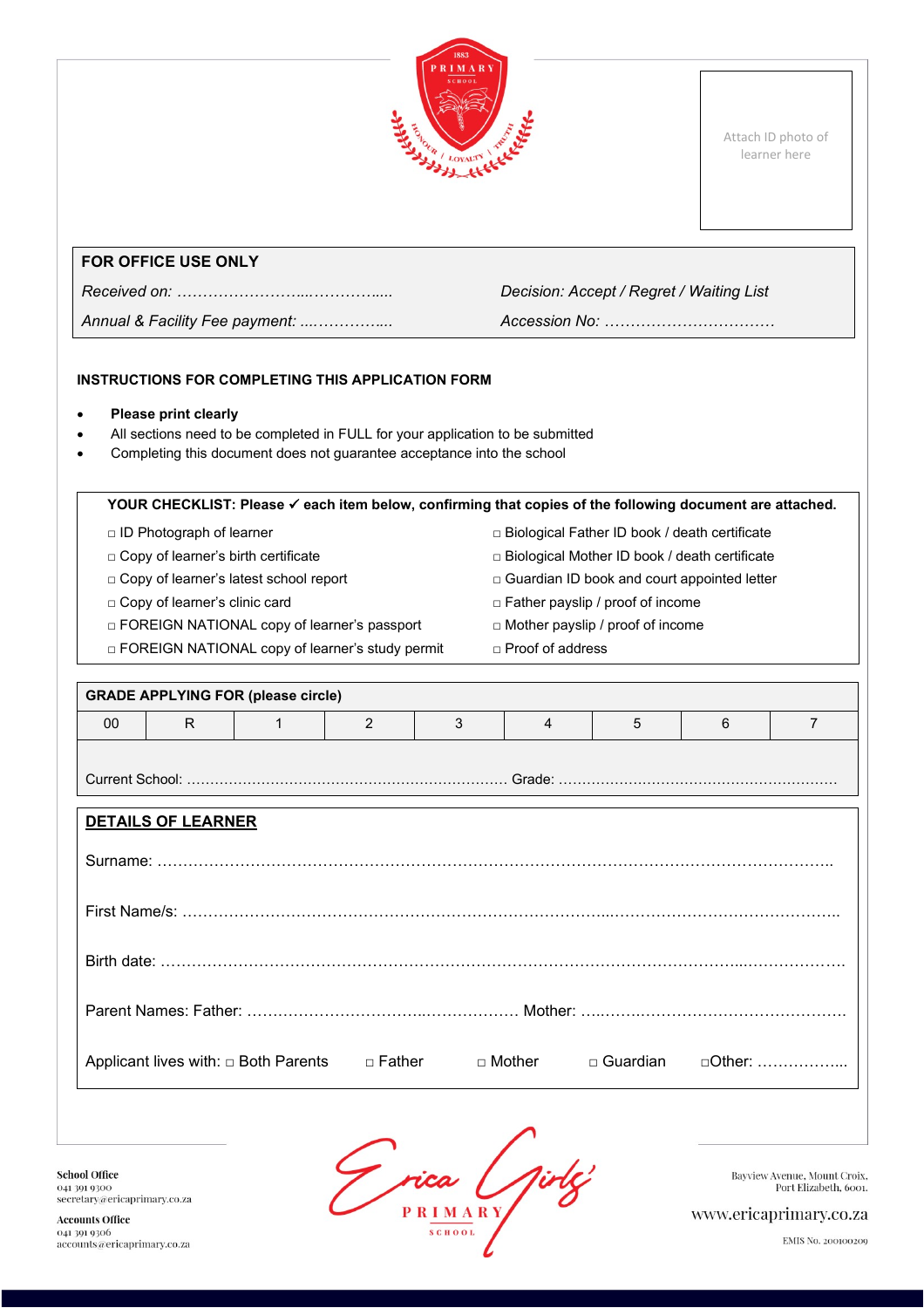1883 PRIMARY SCHOOL

HONOUR / LOYALTY / TRUTH

Attach ID photo of learner here

**FOR OFFICE USE ONLY**

*Received on: ……………………...…………....*

*Decision: Accept / Regret / Waiting List*

*Annual & Facility Fee payment: ...…………....*

*Accession No: ……………………………*

**INSTRUCTIONS FOR COMPLETING THIS APPLICATION FORM**

- **Please print clearly**
- All sections need to be completed in FULL for your application to be submitted
- Completing this document does not guarantee acceptance into the school

**YOUR CHECKLIST: Please ✓ each item below, confirming that copies of the following document are attached.**

□ ID Photograph of learner
□ Copy of learner's birth certificate
□ Copy of learner's latest school report
□ Copy of learner's clinic card
□ FOREIGN NATIONAL copy of learner's passport
□ FOREIGN NATIONAL copy of learner's study permit
□ Biological Father ID book / death certificate
□ Biological Mother ID book / death certificate
□ Guardian ID book and court appointed letter
□ Father payslip / proof of income
□ Mother payslip / proof of income
□ Proof of address

**GRADE APPLYING FOR (please circle)**

| 00 | R | 1 | 2 | 3 | 4 | 5 | 6 | 7 |
|---|---|---|---|---|---|---|---|---|

Current School: ………………………………………………………… Grade: …………………………………………………

**DETAILS OF LEARNER**

Surname: ………………………………………………………………………………………………………………

First Name/s: …………………………………………………………………………………………………………

Birth date: ……………………………………………………………………………………………………………

Parent Names: Father: …………………………………………… Mother: ……………………………………………

Applicant lives with: □ Both Parents □ Father □ Mother □ Guardian □Other: ……………...

**School Office**
041 391 9300
secretary@ericaprimary.co.za

**Accounts Office**
041 391 9306
accounts@ericaprimary.co.za

Erica Girls' PRIMARY SCHOOL

Bayview Avenue, Mount Croix,
Port Elizabeth, 6001.

www.ericaprimary.co.za

EMIS No. 200100209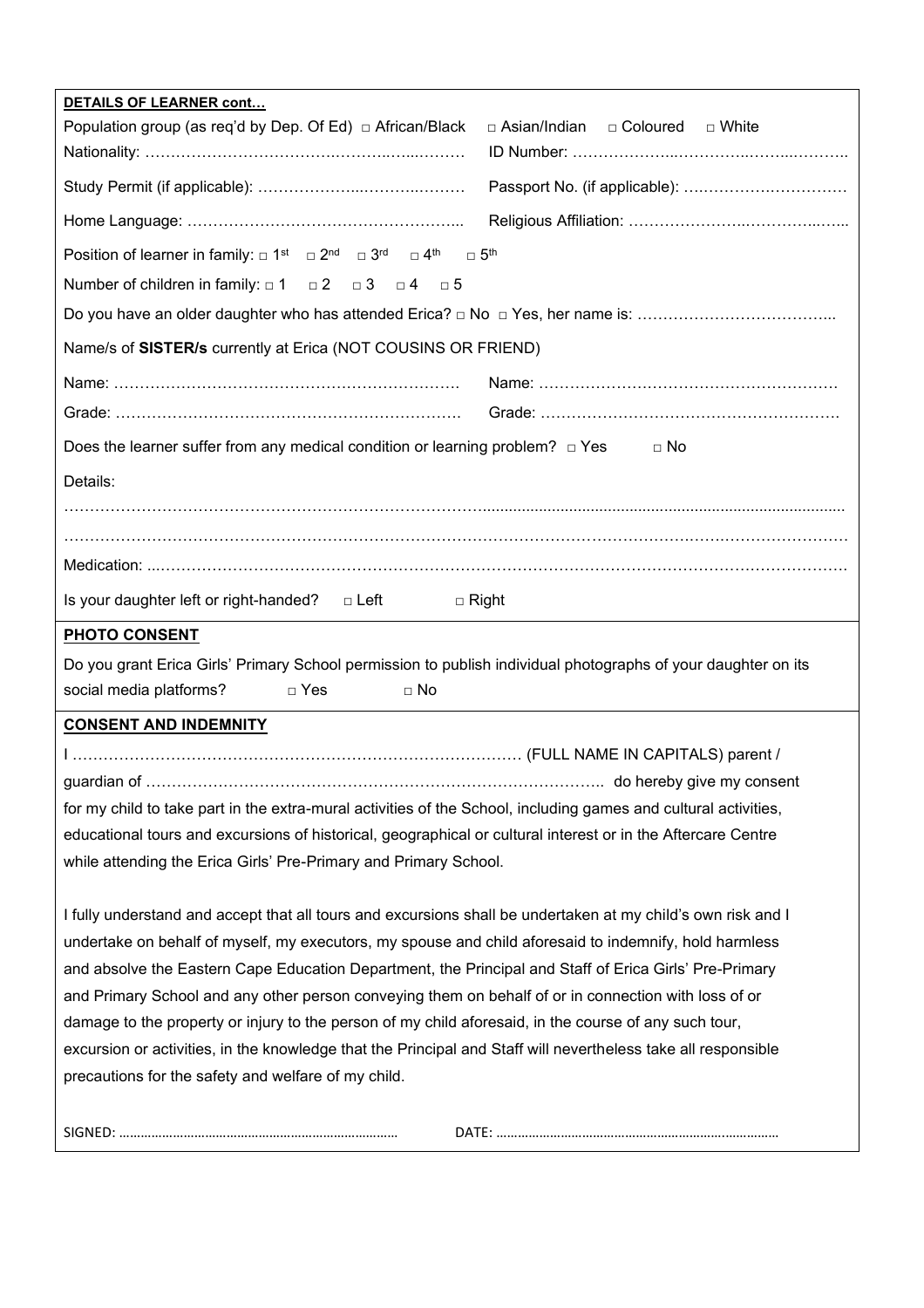**DETAILS OF LEARNER cont…**

Population group (as req'd by Dep. Of Ed) □ African/Black □ Asian/Indian □ Coloured □ White

Nationality: ……………………………………………………… ID Number: ……………………………………………………

Study Permit (if applicable): ……………………………………… Passport No. (if applicable): ……………………………

Home Language: ……………………………………………… Religious Affiliation: ……………………………………………

Position of learner in family: □ 1st □ 2nd □ 3rd □ 4th □ 5th

Number of children in family: □ 1 □ 2 □ 3 □ 4 □ 5

Do you have an older daughter who has attended Erica? □ No □ Yes, her name is: ………………………………...

Name/s of **SISTER/s** currently at Erica (NOT COUSINS OR FRIEND)

Name: …………………………………………………………. Name: ………………………………………………….

Grade: …………………………………………………………. Grade: ………………………………………………….

Does the learner suffer from any medical condition or learning problem? □ Yes □ No

Details:

……………………………………………………………………………………………………………………………

……………………………………………………………………………………………………………………………

Medication: ……………………………………………………………………………………………………………

Is your daughter left or right-handed? □ Left □ Right

**PHOTO CONSENT**

Do you grant Erica Girls' Primary School permission to publish individual photographs of your daughter on its social media platforms? □ Yes □ No

**CONSENT AND INDEMNITY**

I ……………………………………………………………………………… (FULL NAME IN CAPITALS) parent / guardian of ……………………………………………………………………………….. do hereby give my consent for my child to take part in the extra-mural activities of the School, including games and cultural activities, educational tours and excursions of historical, geographical or cultural interest or in the Aftercare Centre while attending the Erica Girls' Pre-Primary and Primary School.

I fully understand and accept that all tours and excursions shall be undertaken at my child's own risk and I undertake on behalf of myself, my executors, my spouse and child aforesaid to indemnify, hold harmless and absolve the Eastern Cape Education Department, the Principal and Staff of Erica Girls' Pre-Primary and Primary School and any other person conveying them on behalf of or in connection with loss of or damage to the property or injury to the person of my child aforesaid, in the course of any such tour, excursion or activities, in the knowledge that the Principal and Staff will nevertheless take all responsible precautions for the safety and welfare of my child.

SIGNED: ………………………………………………………………… DATE: …………………………………………………………………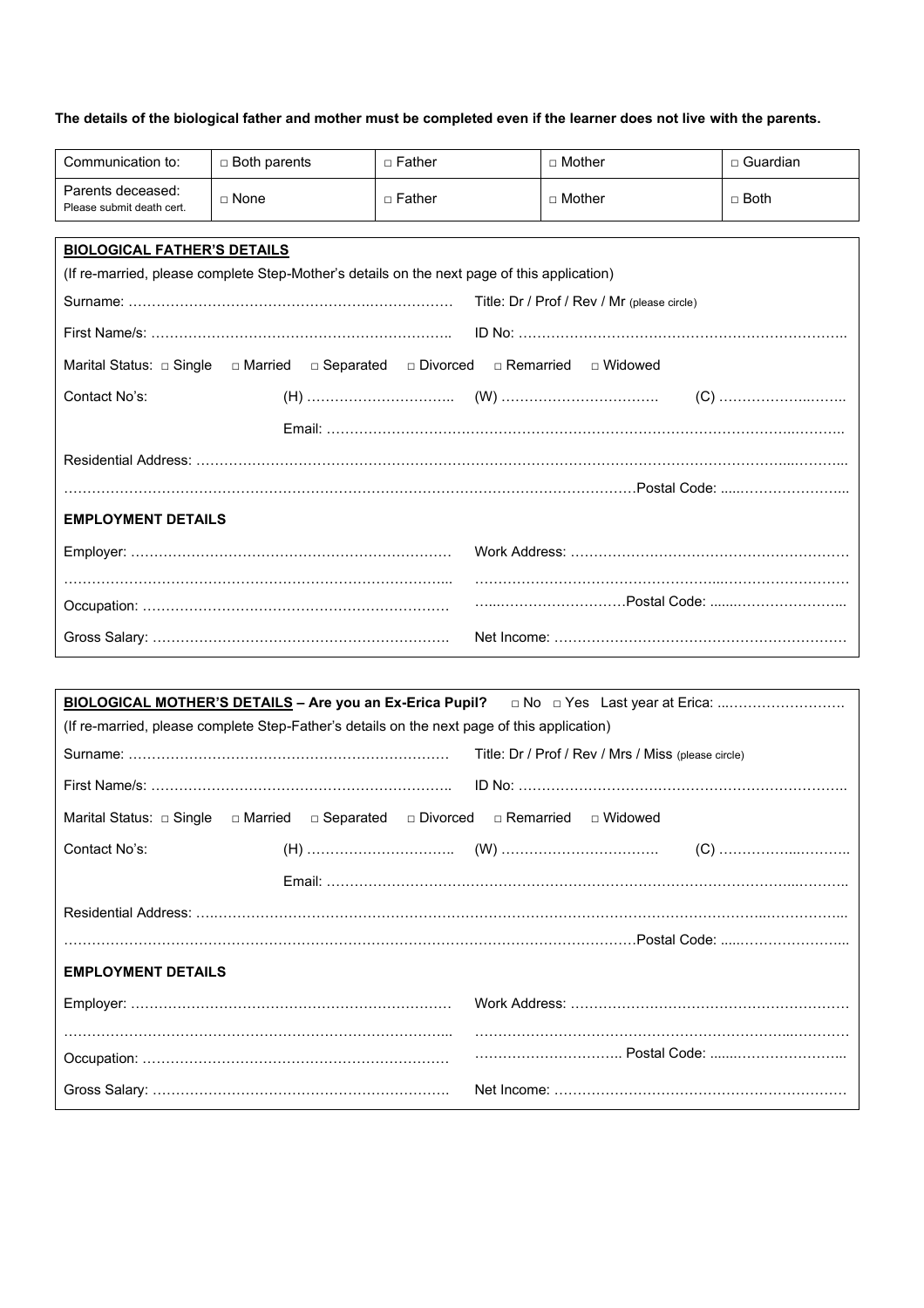**The details of the biological father and mother must be completed even if the learner does not live with the parents.**

| Communication to: | □ Both parents | □ Father | □ Mother | □ Guardian |
|---|---|---|---|---|
| Parents deceased: Please submit death cert. | □ None | □ Father | □ Mother | □ Both |

**BIOLOGICAL FATHER'S DETAILS**

(If re-married, please complete Step-Mother's details on the next page of this application)

Surname: ……………………………………………………………… Title: Dr / Prof / Rev / Mr (please circle)

First Name/s: ……………………………………………………….. ID No: ……………………………………………………………..

Marital Status: □ Single □ Married □ Separated □ Divorced □ Remarried □ Widowed

Contact No's: (H) ………………………….. (W) ……………………………. (C) ……………….……..

Email: …………………………………………………………………………………………..………..

Residential Address: ……………………………………………………………………………………………………………..………..

……………………………………………………………………………………………………………Postal Code: .....…………………..

**EMPLOYMENT DETAILS**

Employer: …………………………………………………………… Work Address: ……………………………………………………

……………………………………………………………………….. ………………………………………………...……………………

Occupation: ………………………………………………………… …...………………………Postal Code: ......…………………..

Gross Salary: ………………………………………………………. Net Income: ……………………………………………………

**BIOLOGICAL MOTHER'S DETAILS – Are you an Ex-Erica Pupil?** □ No □ Yes Last year at Erica: ...…………………….

(If re-married, please complete Step-Father's details on the next page of this application)

Surname: ……………………………………………………………… Title: Dr / Prof / Rev / Mrs / Miss (please circle)

First Name/s: ……………………………………………………….. ID No: ……………………………………………………………..

Marital Status: □ Single □ Married □ Separated □ Divorced □ Remarried □ Widowed

Contact No's: (H) ………………………….. (W) ……………………………. (C) …………….....………..

Email: …………………………………………………………………………………………..………..

Residential Address: ……………………………………………………………………………………………………………..………..

……………………………………………………………………………………………………………Postal Code: .....…………………..

**EMPLOYMENT DETAILS**

Employer: …………………………………………………………… Work Address: ……………………………………………………

……………………………………………………………………….. ……………………………………………………………..………

Occupation: ………………………………………………………… ………………………….. Postal Code: ......…………………..

Gross Salary: ………………………………………………………. Net Income: ……………………………………………………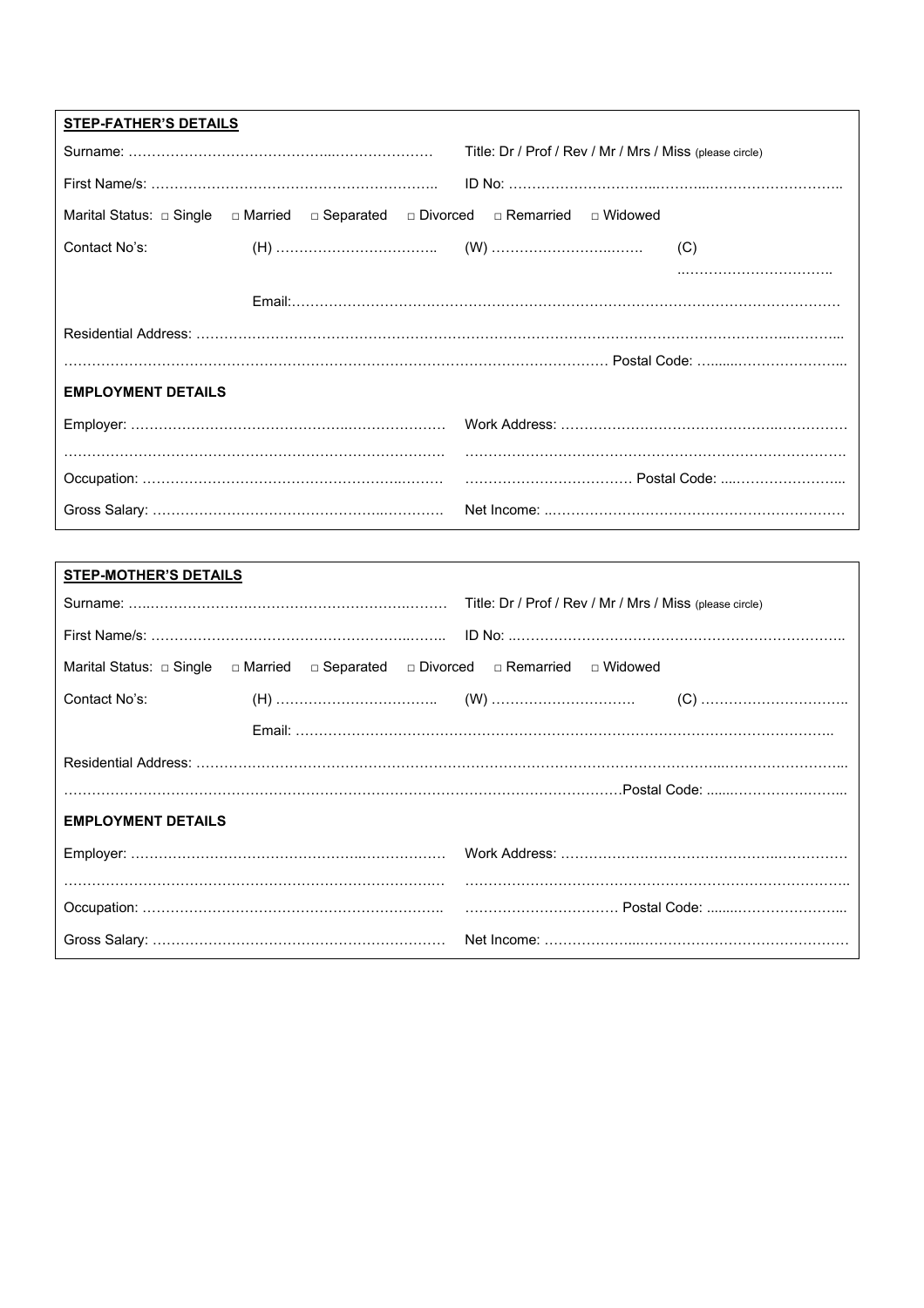**STEP-FATHER'S DETAILS**

Surname: …………………………………………………………………… Title: Dr / Prof / Rev / Mr / Mrs / Miss (please circle)

First Name/s: ………………………………………………………….. ID No: ……………………………………………………………………..

Marital Status: □ Single □ Married □ Separated □ Divorced □ Remarried □ Widowed

Contact No's: (H) …………………………….. (W) ………………………….…. (C) ……………………………..

Email:……………………………………………………………………………………………………………………

Residential Address: ……………………………………………………………………………………………………………………………...

……………………………………………………………………………………………………………… Postal Code: …......…………………...

**EMPLOYMENT DETAILS**

Employer: ……………………………………………………………… Work Address: ……………………………………………………………

……………………………………………………………………………. ……………………………………………………………………………

Occupation: …………………………………………………………… ……………………………… Postal Code: ....…………………...

Gross Salary: ………………………………………………………… Net Income: ..…………………………………………………………

**STEP-MOTHER'S DETAILS**

Surname: …..………………………………………………………… Title: Dr / Prof / Rev / Mr / Mrs / Miss (please circle)

First Name/s: ………………………………………………………….. ID No: ..………………………………………………………………..

Marital Status: □ Single □ Married □ Separated □ Divorced □ Remarried □ Widowed

Contact No's: (H) …………………………….. (W) …………………………. (C) …………………………..

Email: …………………………………………………………………………………………………………………..

Residential Address: ………………………………………………………………………………………………………………………………...

…………………………………………………………………………………………………………………Postal Code: ......……………………...

**EMPLOYMENT DETAILS**

Employer: ……………………………………………………………… Work Address: ……………………………………………………………

……………………………………………………………………………. ……………………………………………………………………………..

Occupation: …………………………………………………………….. …………………………… Postal Code: .......…………………...

Gross Salary: ………………………………………………………… Net Income: ………………..………………………………………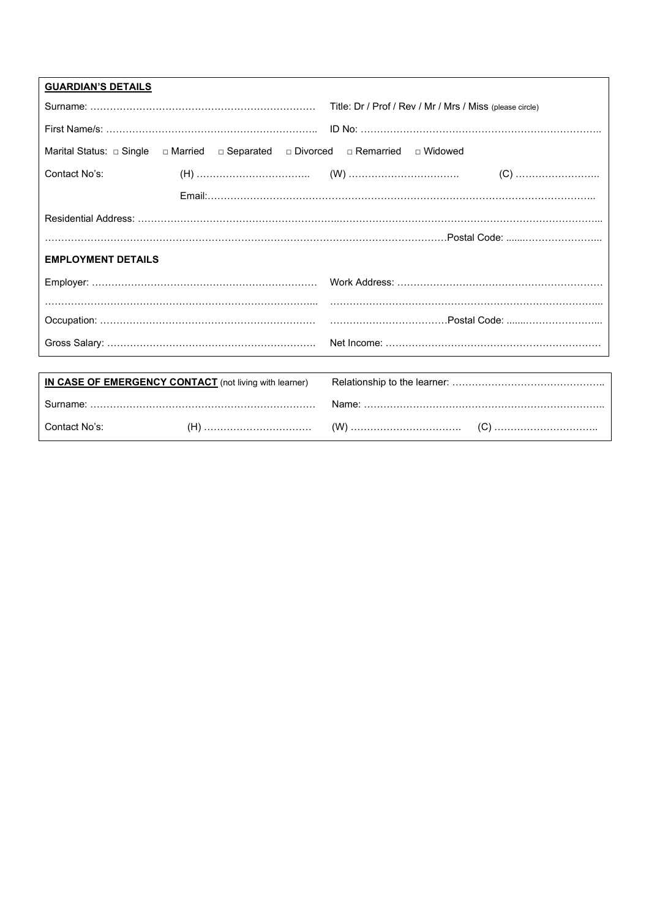**GUARDIAN'S DETAILS**

Surname: ………………………………………………………… Title: Dr / Prof / Rev / Mr / Mrs / Miss (please circle)

First Name/s: ……………………………………………………. ID No: ……………………………………………………………..

Marital Status: □ Single □ Married □ Separated □ Divorced □ Remarried □ Widowed

Contact No's: (H) …………………………….. (W) ……………………………. (C) ……………………..

Email:……………………………………………………………………………………………………..

Residential Address: ……………………………………………………………………………………………………………………

…………………………………………………………………………………………………………Postal Code: ......…………………...

**EMPLOYMENT DETAILS**

Employer: ………………………………………………………… Work Address: ……………………………………………………

…………………………………………………………………... …………………………………………………………………...

Occupation: ……………………………………………………… ………………………………Postal Code: ......…………………...

Gross Salary: …………………………………………………… Net Income: ………………………………………………………

**IN CASE OF EMERGENCY CONTACT** (not living with learner) Relationship to the learner: ………………………………………..

Surname: ………………………………………………………… Name: ……………………………………………………………..

Contact No's: (H) …………………………… (W) ……………………………. (C) …………………………..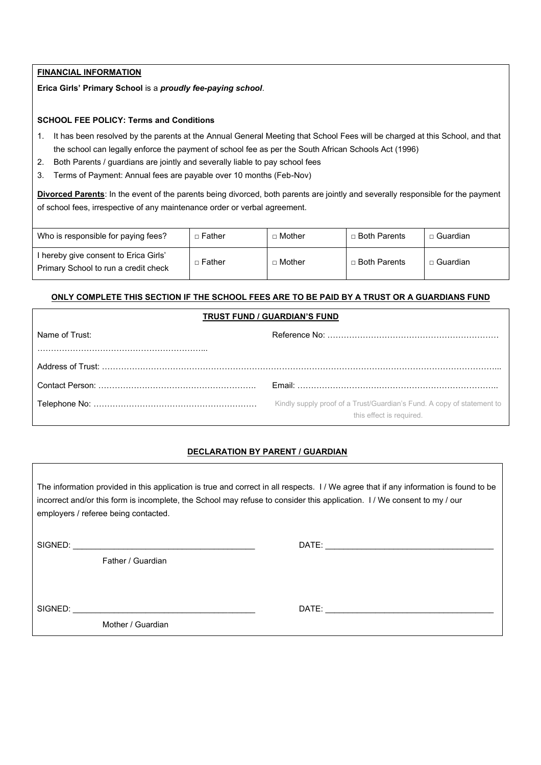**FINANCIAL INFORMATION**

**Erica Girls' Primary School** is a ***proudly fee-paying school***.

**SCHOOL FEE POLICY: Terms and Conditions**

1. It has been resolved by the parents at the Annual General Meeting that School Fees will be charged at this School, and that the school can legally enforce the payment of school fee as per the South African Schools Act (1996)
2. Both Parents / guardians are jointly and severally liable to pay school fees
3. Terms of Payment: Annual fees are payable over 10 months (Feb-Nov)

**Divorced Parents**: In the event of the parents being divorced, both parents are jointly and severally responsible for the payment of school fees, irrespective of any maintenance order or verbal agreement.

| Who is responsible for paying fees? | □ Father | □ Mother | □ Both Parents | □ Guardian |
|---|---|---|---|---|
| I hereby give consent to Erica Girls' Primary School to run a credit check | □ Father | □ Mother | □ Both Parents | □ Guardian |

**ONLY COMPLETE THIS SECTION IF THE SCHOOL FEES ARE TO BE PAID BY A TRUST OR A GUARDIANS FUND**

**TRUST FUND / GUARDIAN'S FUND**

Name of Trust: ……………………………………………………...

Reference No: ……………………………………………………

Address of Trust: ……………………………………………………………………………………………………………………...

Contact Person: ………………………………………………….

Email: ……………………………………………………………….

Telephone No: ……………………………………………………

Kindly supply proof of a Trust/Guardian's Fund. A copy of statement to this effect is required.

**DECLARATION BY PARENT / GUARDIAN**

The information provided in this application is true and correct in all respects. I / We agree that if any information is found to be incorrect and/or this form is incomplete, the School may refuse to consider this application. I / We consent to my / our employers / referee being contacted.

SIGNED: ________________________________________ DATE: _____________________________________

Father / Guardian

SIGNED: ________________________________________ DATE: _____________________________________

Mother / Guardian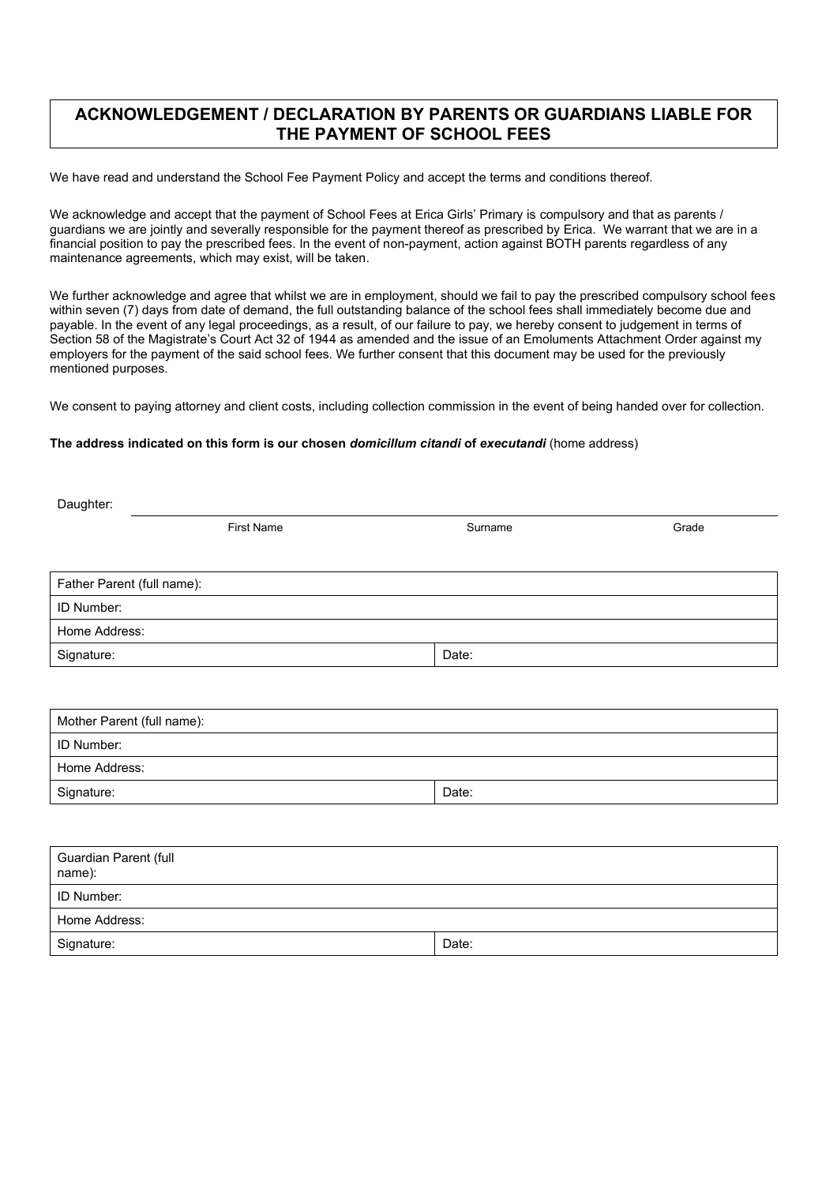## ACKNOWLEDGEMENT / DECLARATION BY PARENTS OR GUARDIANS LIABLE FOR THE PAYMENT OF SCHOOL FEES

We have read and understand the School Fee Payment Policy and accept the terms and conditions thereof.

We acknowledge and accept that the payment of School Fees at Erica Girls' Primary is compulsory and that as parents / guardians we are jointly and severally responsible for the payment thereof as prescribed by Erica. We warrant that we are in a financial position to pay the prescribed fees. In the event of non-payment, action against BOTH parents regardless of any maintenance agreements, which may exist, will be taken.

We further acknowledge and agree that whilst we are in employment, should we fail to pay the prescribed compulsory school fees within seven (7) days from date of demand, the full outstanding balance of the school fees shall immediately become due and payable. In the event of any legal proceedings, as a result, of our failure to pay, we hereby consent to judgement in terms of Section 58 of the Magistrate's Court Act 32 of 1944 as amended and the issue of an Emoluments Attachment Order against my employers for the payment of the said school fees. We further consent that this document may be used for the previously mentioned purposes.

We consent to paying attorney and client costs, including collection commission in the event of being handed over for collection.

**The address indicated on this form is our chosen *domicillum citandi* of *executandi*** (home address)

Daughter: ______________________________________________

First Name    Surname    Grade

| Father Parent (full name): | |
|---|---|
| ID Number: | |
| Home Address: | |
| Signature: | Date: |

| Mother Parent (full name): | |
|---|---|
| ID Number: | |
| Home Address: | |
| Signature: | Date: |

| Guardian Parent (full name): | |
|---|---|
| ID Number: | |
| Home Address: | |
| Signature: | Date: |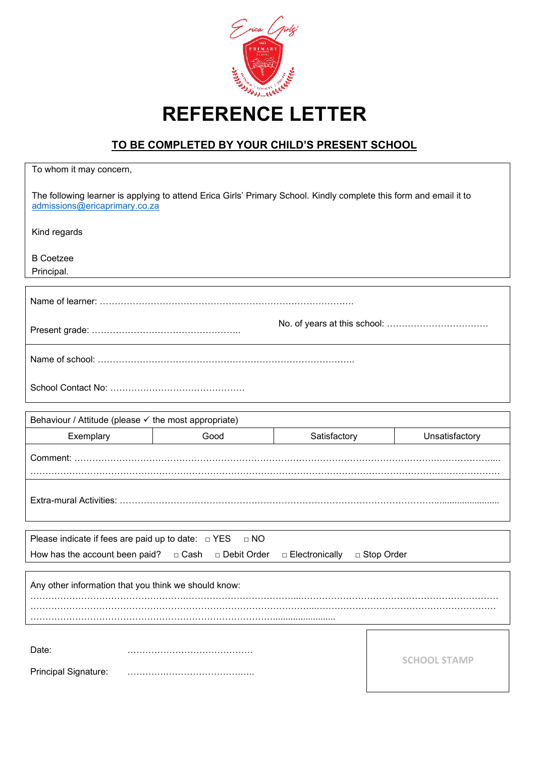# REFERENCE LETTER

## TO BE COMPLETED BY YOUR CHILD'S PRESENT SCHOOL

To whom it may concern,

The following learner is applying to attend Erica Girls' Primary School. Kindly complete this form and email it to admissions@ericaprimary.co.za

Kind regards

B Coetzee
Principal.

Name of learner: ………………………………………………………………………….

Present grade: ………………………………………….. No. of years at this school: …………………………….

Name of school: …………………………………………………………………………..

School Contact No: ………………………………………

| Behaviour / Attitude (please ✓ the most appropriate) | | | |
|---|---|---|---|
| Exemplary | Good | Satisfactory | Unsatisfactory |

Comment: ………………………………………………………………………………………………………………………….....
……………………………………………………………………………………………………………………………………………

Extra-mural Activities: …………………………………………………………………………………………….........................

Please indicate if fees are paid up to date: □ YES □ NO

How has the account been paid? □ Cash □ Debit Order □ Electronically □ Stop Order

Any other information that you think we should know:
……………………………………………………………………………………………………………………………………………
……………………………………………………………………………………………………………………………………………
……………………………………………………………………………........................

Date: ……………………………………

Principal Signature: ……………………………………..

SCHOOL STAMP